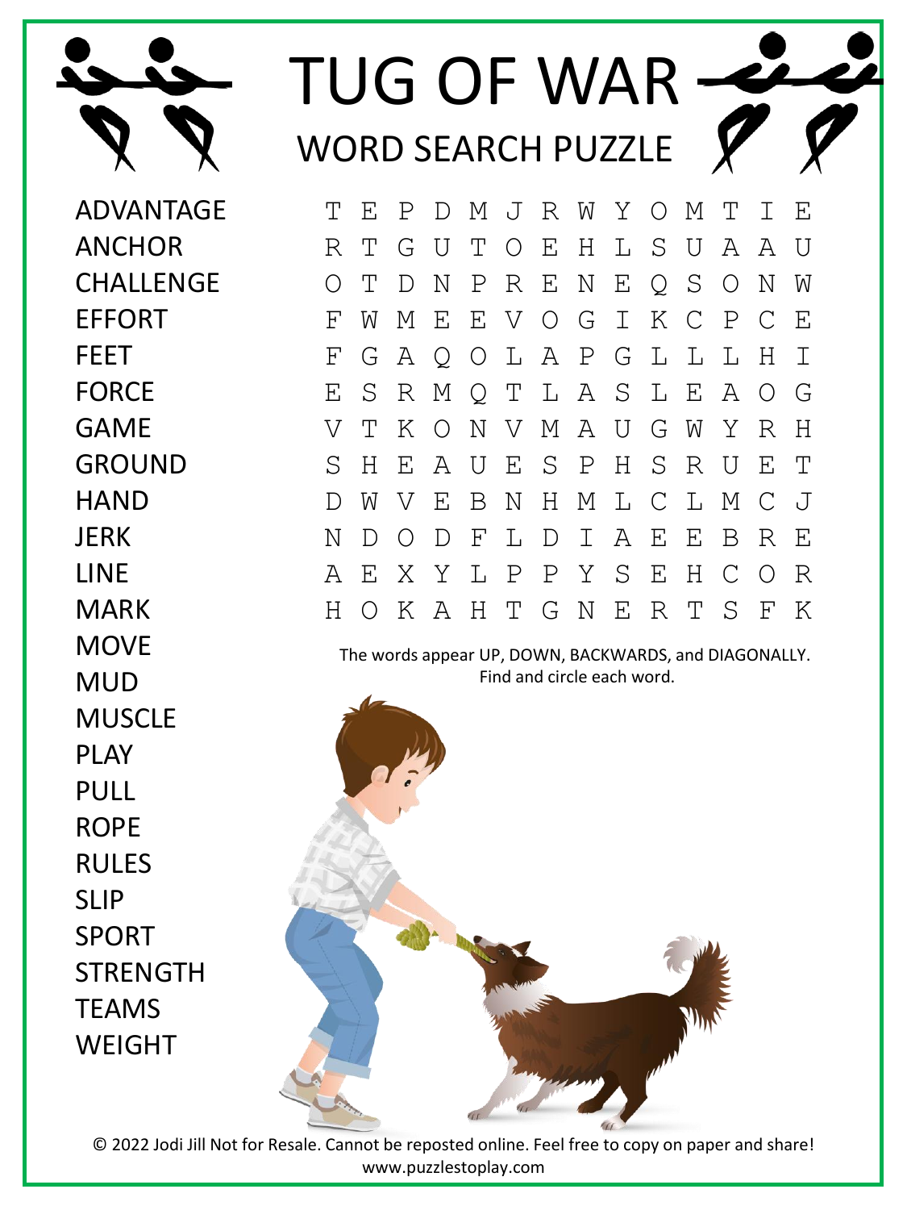# TUG OF WAR

## WORD SEARCH PUZZLE

ADVANTAGE
ANCHOR
CHALLENGE
EFFORT
FEET
FORCE
GAME
GROUND
HAND
JERK
LINE
MARK
MOVE
MUD
MUSCLE
PLAY
PULL
ROPE
RULES
SLIP
SPORT
STRENGTH
TEAMS
WEIGHT

```
T E P D M J R W Y O M T I E
R T G U T O E H L S U A A U
O T D N P R E N E Q S O N W
F W M E E V O G I K C P C E
F G A Q O L A P G L L L H I
E S R M Q T L A S L E A O G
V T K O N V M A U G W Y R H
S H E A U E S P H S R U E T
D W V E B N H M L C L M C J
N D O D F L D I A E E B R E
A E X Y L P P Y S E H C O R
H O K A H T G N E R T S F K
```

The words appear UP, DOWN, BACKWARDS, and DIAGONALLY.
Find and circle each word.

© 2022 Jodi Jill Not for Resale. Cannot be reposted online. Feel free to copy on paper and share!
www.puzzlestoplay.com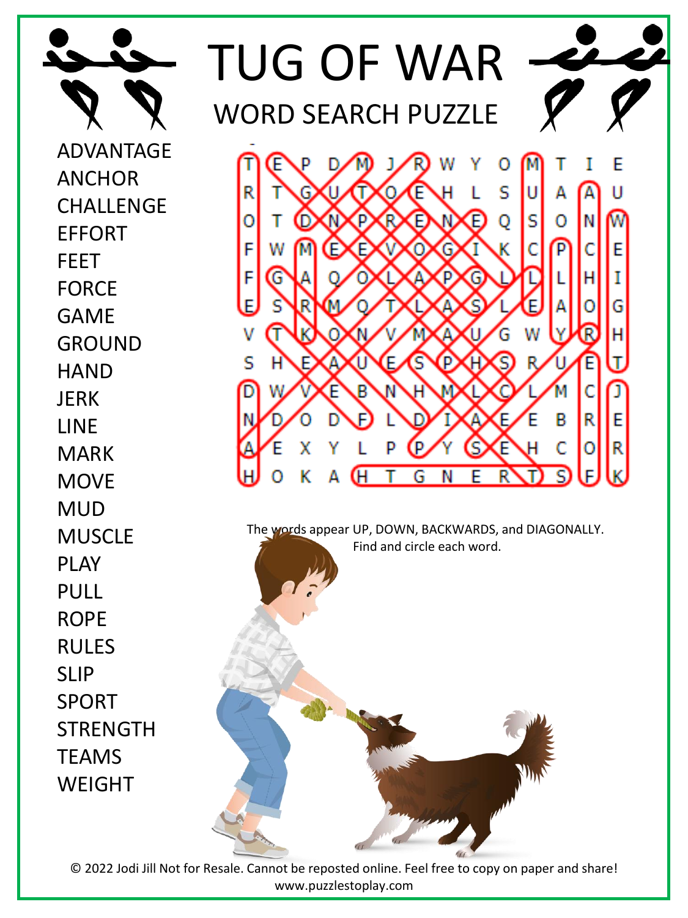# TUG OF WAR

## WORD SEARCH PUZZLE

ADVANTAGE
ANCHOR
CHALLENGE
EFFORT
FEET
FORCE
GAME
GROUND
HAND
JERK
LINE
MARK
MOVE
MUD
MUSCLE
PLAY
PULL
ROPE
RULES
SLIP
SPORT
STRENGTH
TEAMS
WEIGHT

| | | | | | | | | | | | | | |
|---|---|---|---|---|---|---|---|---|---|---|---|---|---|
| T | E | P | D | M | J | R | W | Y | O | M | T | I | E |
| R | T | G | U | T | O | E | H | L | S | U | A | A | U |
| O | T | D | N | P | R | E | N | E | Q | S | O | N | W |
| F | W | M | E | E | V | O | G | I | K | C | P | C | E |
| F | G | A | Q | O | L | A | P | G | L | L | L | H | I |
| E | S | R | M | Q | T | L | A | S | L | E | A | O | G |
| V | T | K | O | N | V | M | A | U | G | W | Y | R | H |
| S | H | E | A | U | E | S | P | H | S | R | U | E | T |
| D | W | V | E | B | N | H | M | L | C | L | M | C | J |
| N | D | O | D | F | L | D | I | A | E | E | B | R | E |
| A | E | X | Y | L | P | P | Y | S | E | H | C | O | R |
| H | O | K | A | H | T | G | N | E | R | T | S | F | K |

The words appear UP, DOWN, BACKWARDS, and DIAGONALLY.
Find and circle each word.

© 2022 Jodi Jill Not for Resale. Cannot be reposted online. Feel free to copy on paper and share!
www.puzzlestoplay.com